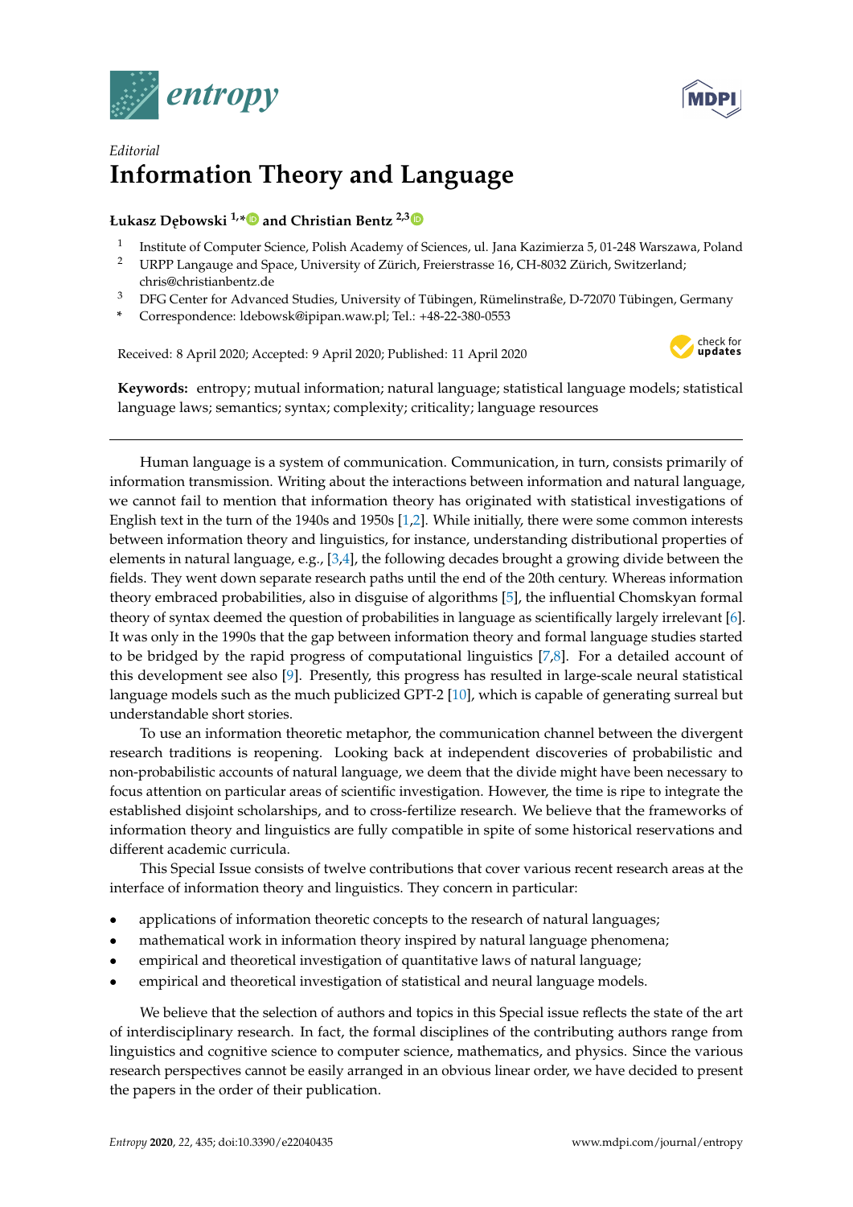*Editorial*

# Information Theory and Language

**Łukasz Dębowski [1,*] and Christian Bentz [2,3]**

[1] Institute of Computer Science, Polish Academy of Sciences, ul. Jana Kazimierza 5, 01-248 Warszawa, Poland
[2] URPP Langauge and Space, University of Zürich, Freierstrasse 16, CH-8032 Zürich, Switzerland; chris@christianbentz.de
[3] DFG Center for Advanced Studies, University of Tübingen, Rümelinstraße, D-72070 Tübingen, Germany
[*] Correspondence: ldebowsk@ipipan.waw.pl; Tel.: +48-22-380-0553

Received: 8 April 2020; Accepted: 9 April 2020; Published: 11 April 2020

**Keywords:** entropy; mutual information; natural language; statistical language models; statistical language laws; semantics; syntax; complexity; criticality; language resources

---

Human language is a system of communication. Communication, in turn, consists primarily of information transmission. Writing about the interactions between information and natural language, we cannot fail to mention that information theory has originated with statistical investigations of English text in the turn of the 1940s and 1950s [1,2]. While initially, there were some common interests between information theory and linguistics, for instance, understanding distributional properties of elements in natural language, e.g., [3,4], the following decades brought a growing divide between the fields. They went down separate research paths until the end of the 20th century. Whereas information theory embraced probabilities, also in disguise of algorithms [5], the influential Chomskyan formal theory of syntax deemed the question of probabilities in language as scientifically largely irrelevant [6]. It was only in the 1990s that the gap between information theory and formal language studies started to be bridged by the rapid progress of computational linguistics [7,8]. For a detailed account of this development see also [9]. Presently, this progress has resulted in large-scale neural statistical language models such as the much publicized GPT-2 [10], which is capable of generating surreal but understandable short stories.

To use an information theoretic metaphor, the communication channel between the divergent research traditions is reopening. Looking back at independent discoveries of probabilistic and non-probabilistic accounts of natural language, we deem that the divide might have been necessary to focus attention on particular areas of scientific investigation. However, the time is ripe to integrate the established disjoint scholarships, and to cross-fertilize research. We believe that the frameworks of information theory and linguistics are fully compatible in spite of some historical reservations and different academic curricula.

This Special Issue consists of twelve contributions that cover various recent research areas at the interface of information theory and linguistics. They concern in particular:

- applications of information theoretic concepts to the research of natural languages;
- mathematical work in information theory inspired by natural language phenomena;
- empirical and theoretical investigation of quantitative laws of natural language;
- empirical and theoretical investigation of statistical and neural language models.

We believe that the selection of authors and topics in this Special issue reflects the state of the art of interdisciplinary research. In fact, the formal disciplines of the contributing authors range from linguistics and cognitive science to computer science, mathematics, and physics. Since the various research perspectives cannot be easily arranged in an obvious linear order, we have decided to present the papers in the order of their publication.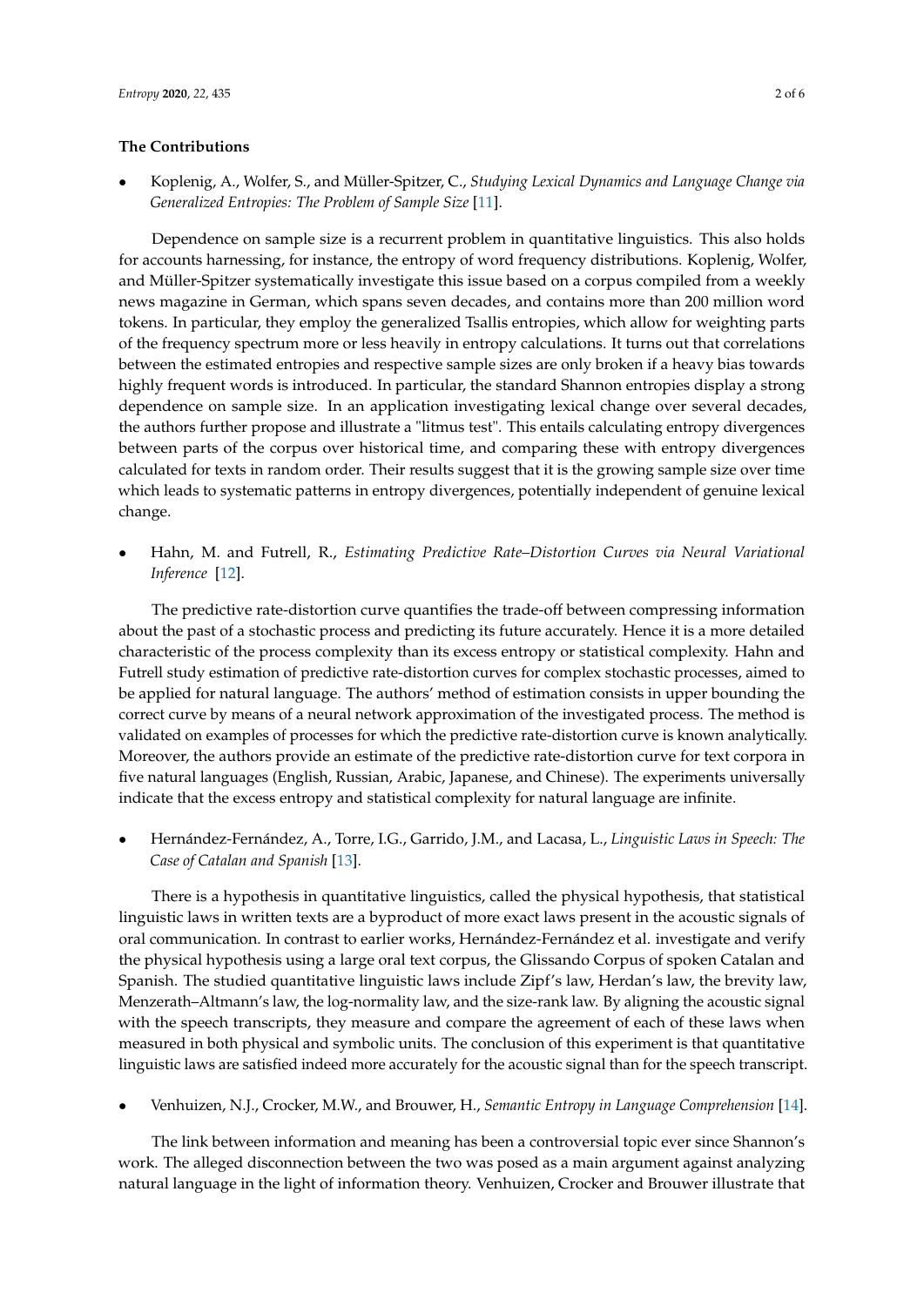**The Contributions**

- Koplenig, A., Wolfer, S., and Müller-Spitzer, C., *Studying Lexical Dynamics and Language Change via Generalized Entropies: The Problem of Sample Size* [11].

Dependence on sample size is a recurrent problem in quantitative linguistics. This also holds for accounts harnessing, for instance, the entropy of word frequency distributions. Koplenig, Wolfer, and Müller-Spitzer systematically investigate this issue based on a corpus compiled from a weekly news magazine in German, which spans seven decades, and contains more than 200 million word tokens. In particular, they employ the generalized Tsallis entropies, which allow for weighting parts of the frequency spectrum more or less heavily in entropy calculations. It turns out that correlations between the estimated entropies and respective sample sizes are only broken if a heavy bias towards highly frequent words is introduced. In particular, the standard Shannon entropies display a strong dependence on sample size. In an application investigating lexical change over several decades, the authors further propose and illustrate a "litmus test". This entails calculating entropy divergences between parts of the corpus over historical time, and comparing these with entropy divergences calculated for texts in random order. Their results suggest that it is the growing sample size over time which leads to systematic patterns in entropy divergences, potentially independent of genuine lexical change.

- Hahn, M. and Futrell, R., *Estimating Predictive Rate–Distortion Curves via Neural Variational Inference* [12].

The predictive rate-distortion curve quantifies the trade-off between compressing information about the past of a stochastic process and predicting its future accurately. Hence it is a more detailed characteristic of the process complexity than its excess entropy or statistical complexity. Hahn and Futrell study estimation of predictive rate-distortion curves for complex stochastic processes, aimed to be applied for natural language. The authors' method of estimation consists in upper bounding the correct curve by means of a neural network approximation of the investigated process. The method is validated on examples of processes for which the predictive rate-distortion curve is known analytically. Moreover, the authors provide an estimate of the predictive rate-distortion curve for text corpora in five natural languages (English, Russian, Arabic, Japanese, and Chinese). The experiments universally indicate that the excess entropy and statistical complexity for natural language are infinite.

- Hernández-Fernández, A., Torre, I.G., Garrido, J.M., and Lacasa, L., *Linguistic Laws in Speech: The Case of Catalan and Spanish* [13].

There is a hypothesis in quantitative linguistics, called the physical hypothesis, that statistical linguistic laws in written texts are a byproduct of more exact laws present in the acoustic signals of oral communication. In contrast to earlier works, Hernández-Fernández et al. investigate and verify the physical hypothesis using a large oral text corpus, the Glissando Corpus of spoken Catalan and Spanish. The studied quantitative linguistic laws include Zipf's law, Herdan's law, the brevity law, Menzerath–Altmann's law, the log-normality law, and the size-rank law. By aligning the acoustic signal with the speech transcripts, they measure and compare the agreement of each of these laws when measured in both physical and symbolic units. The conclusion of this experiment is that quantitative linguistic laws are satisfied indeed more accurately for the acoustic signal than for the speech transcript.

- Venhuizen, N.J., Crocker, M.W., and Brouwer, H., *Semantic Entropy in Language Comprehension* [14].

The link between information and meaning has been a controversial topic ever since Shannon's work. The alleged disconnection between the two was posed as a main argument against analyzing natural language in the light of information theory. Venhuizen, Crocker and Brouwer illustrate that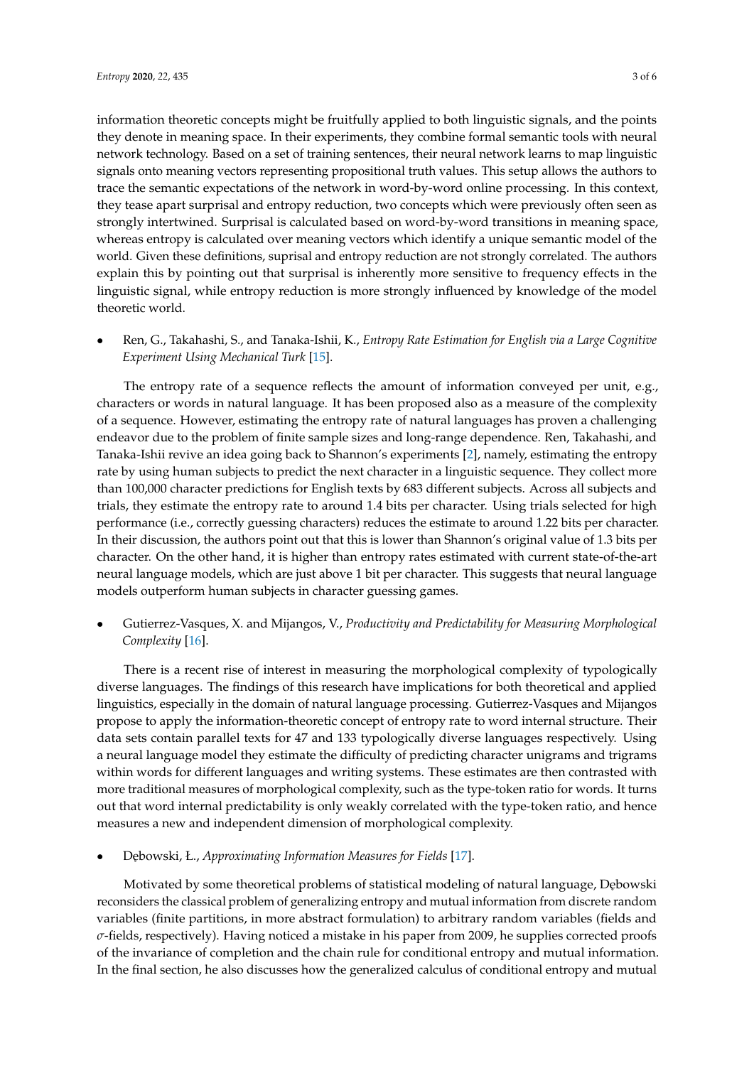information theoretic concepts might be fruitfully applied to both linguistic signals, and the points they denote in meaning space. In their experiments, they combine formal semantic tools with neural network technology. Based on a set of training sentences, their neural network learns to map linguistic signals onto meaning vectors representing propositional truth values. This setup allows the authors to trace the semantic expectations of the network in word-by-word online processing. In this context, they tease apart surprisal and entropy reduction, two concepts which were previously often seen as strongly intertwined. Surprisal is calculated based on word-by-word transitions in meaning space, whereas entropy is calculated over meaning vectors which identify a unique semantic model of the world. Given these definitions, suprisal and entropy reduction are not strongly correlated. The authors explain this by pointing out that surprisal is inherently more sensitive to frequency effects in the linguistic signal, while entropy reduction is more strongly influenced by knowledge of the model theoretic world.

- Ren, G., Takahashi, S., and Tanaka-Ishii, K., *Entropy Rate Estimation for English via a Large Cognitive Experiment Using Mechanical Turk* [15].

The entropy rate of a sequence reflects the amount of information conveyed per unit, e.g., characters or words in natural language. It has been proposed also as a measure of the complexity of a sequence. However, estimating the entropy rate of natural languages has proven a challenging endeavor due to the problem of finite sample sizes and long-range dependence. Ren, Takahashi, and Tanaka-Ishii revive an idea going back to Shannon's experiments [2], namely, estimating the entropy rate by using human subjects to predict the next character in a linguistic sequence. They collect more than 100,000 character predictions for English texts by 683 different subjects. Across all subjects and trials, they estimate the entropy rate to around 1.4 bits per character. Using trials selected for high performance (i.e., correctly guessing characters) reduces the estimate to around 1.22 bits per character. In their discussion, the authors point out that this is lower than Shannon's original value of 1.3 bits per character. On the other hand, it is higher than entropy rates estimated with current state-of-the-art neural language models, which are just above 1 bit per character. This suggests that neural language models outperform human subjects in character guessing games.

- Gutierrez-Vasques, X. and Mijangos, V., *Productivity and Predictability for Measuring Morphological Complexity* [16].

There is a recent rise of interest in measuring the morphological complexity of typologically diverse languages. The findings of this research have implications for both theoretical and applied linguistics, especially in the domain of natural language processing. Gutierrez-Vasques and Mijangos propose to apply the information-theoretic concept of entropy rate to word internal structure. Their data sets contain parallel texts for 47 and 133 typologically diverse languages respectively. Using a neural language model they estimate the difficulty of predicting character unigrams and trigrams within words for different languages and writing systems. These estimates are then contrasted with more traditional measures of morphological complexity, such as the type-token ratio for words. It turns out that word internal predictability is only weakly correlated with the type-token ratio, and hence measures a new and independent dimension of morphological complexity.

- Dębowski, Ł., *Approximating Information Measures for Fields* [17].

Motivated by some theoretical problems of statistical modeling of natural language, Dębowski reconsiders the classical problem of generalizing entropy and mutual information from discrete random variables (finite partitions, in more abstract formulation) to arbitrary random variables (fields and $\sigma$-fields, respectively). Having noticed a mistake in his paper from 2009, he supplies corrected proofs of the invariance of completion and the chain rule for conditional entropy and mutual information. In the final section, he also discusses how the generalized calculus of conditional entropy and mutual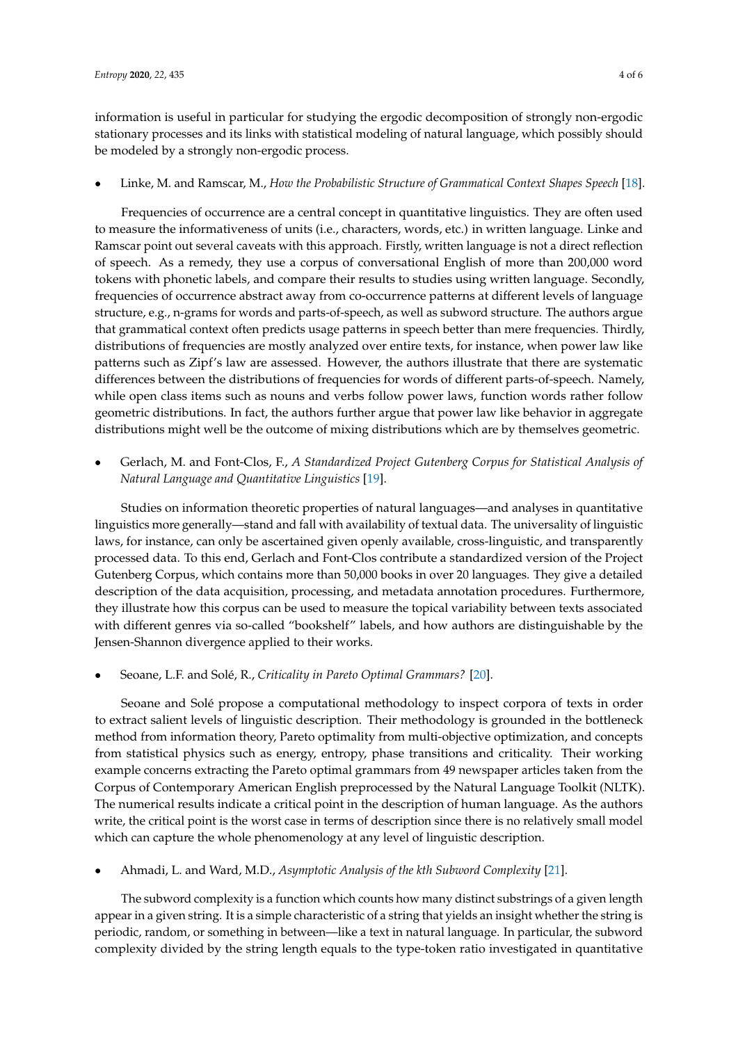information is useful in particular for studying the ergodic decomposition of strongly non-ergodic stationary processes and its links with statistical modeling of natural language, which possibly should be modeled by a strongly non-ergodic process.

- Linke, M. and Ramscar, M., *How the Probabilistic Structure of Grammatical Context Shapes Speech* [18].

Frequencies of occurrence are a central concept in quantitative linguistics. They are often used to measure the informativeness of units (i.e., characters, words, etc.) in written language. Linke and Ramscar point out several caveats with this approach. Firstly, written language is not a direct reflection of speech. As a remedy, they use a corpus of conversational English of more than 200,000 word tokens with phonetic labels, and compare their results to studies using written language. Secondly, frequencies of occurrence abstract away from co-occurrence patterns at different levels of language structure, e.g., n-grams for words and parts-of-speech, as well as subword structure. The authors argue that grammatical context often predicts usage patterns in speech better than mere frequencies. Thirdly, distributions of frequencies are mostly analyzed over entire texts, for instance, when power law like patterns such as Zipf's law are assessed. However, the authors illustrate that there are systematic differences between the distributions of frequencies for words of different parts-of-speech. Namely, while open class items such as nouns and verbs follow power laws, function words rather follow geometric distributions. In fact, the authors further argue that power law like behavior in aggregate distributions might well be the outcome of mixing distributions which are by themselves geometric.

- Gerlach, M. and Font-Clos, F., *A Standardized Project Gutenberg Corpus for Statistical Analysis of Natural Language and Quantitative Linguistics* [19].

Studies on information theoretic properties of natural languages—and analyses in quantitative linguistics more generally—stand and fall with availability of textual data. The universality of linguistic laws, for instance, can only be ascertained given openly available, cross-linguistic, and transparently processed data. To this end, Gerlach and Font-Clos contribute a standardized version of the Project Gutenberg Corpus, which contains more than 50,000 books in over 20 languages. They give a detailed description of the data acquisition, processing, and metadata annotation procedures. Furthermore, they illustrate how this corpus can be used to measure the topical variability between texts associated with different genres via so-called "bookshelf" labels, and how authors are distinguishable by the Jensen-Shannon divergence applied to their works.

- Seoane, L.F. and Solé, R., *Criticality in Pareto Optimal Grammars?* [20].

Seoane and Solé propose a computational methodology to inspect corpora of texts in order to extract salient levels of linguistic description. Their methodology is grounded in the bottleneck method from information theory, Pareto optimality from multi-objective optimization, and concepts from statistical physics such as energy, entropy, phase transitions and criticality. Their working example concerns extracting the Pareto optimal grammars from 49 newspaper articles taken from the Corpus of Contemporary American English preprocessed by the Natural Language Toolkit (NLTK). The numerical results indicate a critical point in the description of human language. As the authors write, the critical point is the worst case in terms of description since there is no relatively small model which can capture the whole phenomenology at any level of linguistic description.

- Ahmadi, L. and Ward, M.D., *Asymptotic Analysis of the kth Subword Complexity* [21].

The subword complexity is a function which counts how many distinct substrings of a given length appear in a given string. It is a simple characteristic of a string that yields an insight whether the string is periodic, random, or something in between—like a text in natural language. In particular, the subword complexity divided by the string length equals to the type-token ratio investigated in quantitative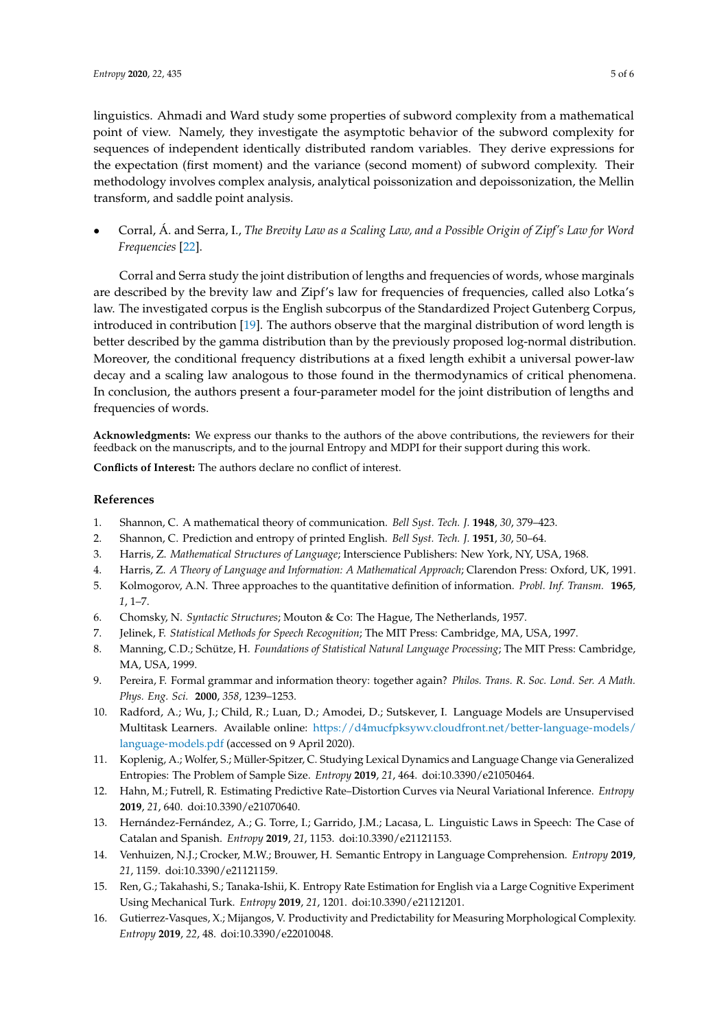linguistics. Ahmadi and Ward study some properties of subword complexity from a mathematical point of view. Namely, they investigate the asymptotic behavior of the subword complexity for sequences of independent identically distributed random variables. They derive expressions for the expectation (first moment) and the variance (second moment) of subword complexity. Their methodology involves complex analysis, analytical poissonization and depoissonization, the Mellin transform, and saddle point analysis.

- Corral, Á. and Serra, I., *The Brevity Law as a Scaling Law, and a Possible Origin of Zipf's Law for Word Frequencies* [22].

Corral and Serra study the joint distribution of lengths and frequencies of words, whose marginals are described by the brevity law and Zipf's law for frequencies of frequencies, called also Lotka's law. The investigated corpus is the English subcorpus of the Standardized Project Gutenberg Corpus, introduced in contribution [19]. The authors observe that the marginal distribution of word length is better described by the gamma distribution than by the previously proposed log-normal distribution. Moreover, the conditional frequency distributions at a fixed length exhibit a universal power-law decay and a scaling law analogous to those found in the thermodynamics of critical phenomena. In conclusion, the authors present a four-parameter model for the joint distribution of lengths and frequencies of words.

**Acknowledgments:** We express our thanks to the authors of the above contributions, the reviewers for their feedback on the manuscripts, and to the journal Entropy and MDPI for their support during this work.

**Conflicts of Interest:** The authors declare no conflict of interest.

## References

1. Shannon, C. A mathematical theory of communication. *Bell Syst. Tech. J.* **1948**, *30*, 379–423.
2. Shannon, C. Prediction and entropy of printed English. *Bell Syst. Tech. J.* **1951**, *30*, 50–64.
3. Harris, Z. *Mathematical Structures of Language*; Interscience Publishers: New York, NY, USA, 1968.
4. Harris, Z. *A Theory of Language and Information: A Mathematical Approach*; Clarendon Press: Oxford, UK, 1991.
5. Kolmogorov, A.N. Three approaches to the quantitative definition of information. *Probl. Inf. Transm.* **1965**, *1*, 1–7.
6. Chomsky, N. *Syntactic Structures*; Mouton & Co: The Hague, The Netherlands, 1957.
7. Jelinek, F. *Statistical Methods for Speech Recognition*; The MIT Press: Cambridge, MA, USA, 1997.
8. Manning, C.D.; Schütze, H. *Foundations of Statistical Natural Language Processing*; The MIT Press: Cambridge, MA, USA, 1999.
9. Pereira, F. Formal grammar and information theory: together again? *Philos. Trans. R. Soc. Lond. Ser. A Math. Phys. Eng. Sci.* **2000**, *358*, 1239–1253.
10. Radford, A.; Wu, J.; Child, R.; Luan, D.; Amodei, D.; Sutskever, I. Language Models are Unsupervised Multitask Learners. Available online: https://d4mucfpksywv.cloudfront.net/better-language-models/language-models.pdf (accessed on 9 April 2020).
11. Koplenig, A.; Wolfer, S.; Müller-Spitzer, C. Studying Lexical Dynamics and Language Change via Generalized Entropies: The Problem of Sample Size. *Entropy* **2019**, *21*, 464. doi:10.3390/e21050464.
12. Hahn, M.; Futrell, R. Estimating Predictive Rate–Distortion Curves via Neural Variational Inference. *Entropy* **2019**, *21*, 640. doi:10.3390/e21070640.
13. Hernández-Fernández, A.; G. Torre, I.; Garrido, J.M.; Lacasa, L. Linguistic Laws in Speech: The Case of Catalan and Spanish. *Entropy* **2019**, *21*, 1153. doi:10.3390/e21121153.
14. Venhuizen, N.J.; Crocker, M.W.; Brouwer, H. Semantic Entropy in Language Comprehension. *Entropy* **2019**, *21*, 1159. doi:10.3390/e21121159.
15. Ren, G.; Takahashi, S.; Tanaka-Ishii, K. Entropy Rate Estimation for English via a Large Cognitive Experiment Using Mechanical Turk. *Entropy* **2019**, *21*, 1201. doi:10.3390/e21121201.
16. Gutierrez-Vasques, X.; Mijangos, V. Productivity and Predictability for Measuring Morphological Complexity. *Entropy* **2019**, *22*, 48. doi:10.3390/e22010048.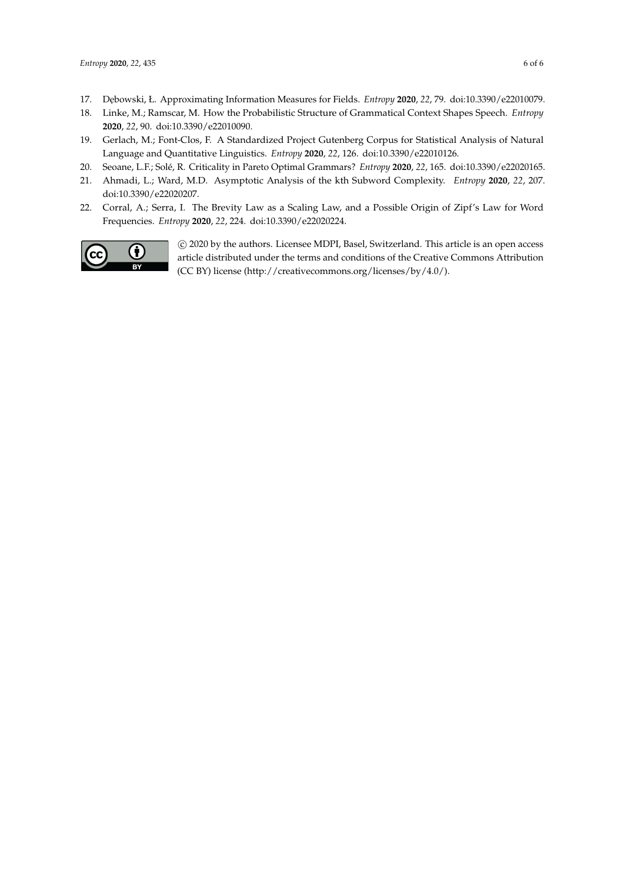17. Dębowski, Ł. Approximating Information Measures for Fields. *Entropy* **2020**, *22*, 79. doi:10.3390/e22010079.
18. Linke, M.; Ramscar, M. How the Probabilistic Structure of Grammatical Context Shapes Speech. *Entropy* **2020**, *22*, 90. doi:10.3390/e22010090.
19. Gerlach, M.; Font-Clos, F. A Standardized Project Gutenberg Corpus for Statistical Analysis of Natural Language and Quantitative Linguistics. *Entropy* **2020**, *22*, 126. doi:10.3390/e22010126.
20. Seoane, L.F.; Solé, R. Criticality in Pareto Optimal Grammars? *Entropy* **2020**, *22*, 165. doi:10.3390/e22020165.
21. Ahmadi, L.; Ward, M.D. Asymptotic Analysis of the kth Subword Complexity. *Entropy* **2020**, *22*, 207. doi:10.3390/e22020207.
22. Corral, A.; Serra, I. The Brevity Law as a Scaling Law, and a Possible Origin of Zipf's Law for Word Frequencies. *Entropy* **2020**, *22*, 224. doi:10.3390/e22020224.

© 2020 by the authors. Licensee MDPI, Basel, Switzerland. This article is an open access article distributed under the terms and conditions of the Creative Commons Attribution (CC BY) license (http://creativecommons.org/licenses/by/4.0/).